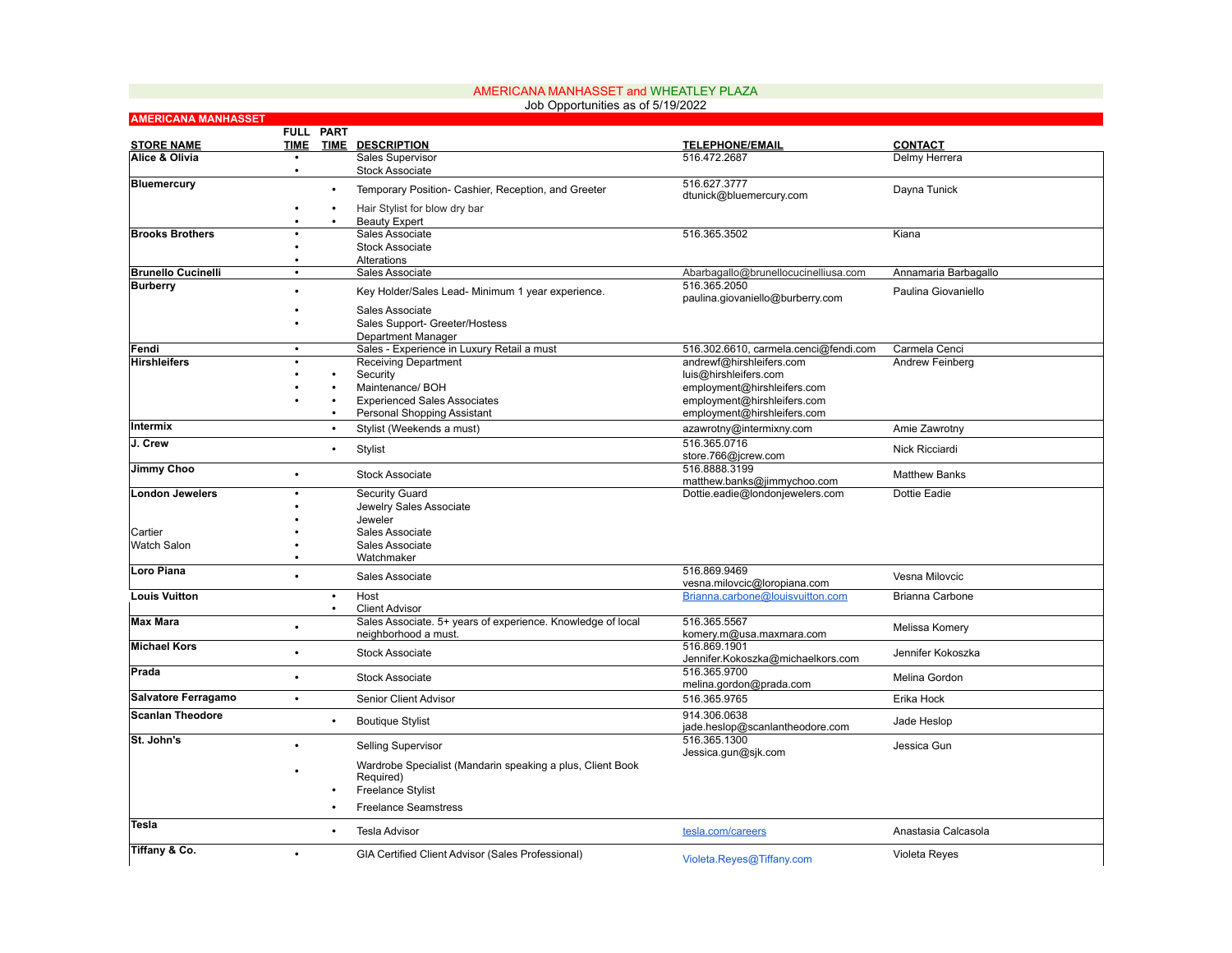# AMERICANA MANHASSET and WHEATLEY PLAZA

Job Opportunities as of 5/19/2022

## AMERICANA MANHASSET

| STORE NAME | FULL TIME | PART TIME | DESCRIPTION | TELEPHONE/EMAIL | CONTACT |
|---|---|---|---|---|---|
| **Alice & Olivia** | • | | Sales Supervisor | 516.472.2687 | Delmy Herrera |
| | • | | Stock Associate | | |
| **Bluemercury** | | • | Temporary Position- Cashier, Reception, and Greeter | 516.627.3777 dtunick@bluemercury.com | Dayna Tunick |
| | • | • | Hair Stylist for blow dry bar | | |
| | • | • | Beauty Expert | | |
| **Brooks Brothers** | • | | Sales Associate | 516.365.3502 | Kiana |
| | • | | Stock Associate | | |
| | • | | Alterations | | |
| **Brunello Cucinelli** | • | | Sales Associate | Abarbagallo@brunellocucinelliusa.com | Annamaria Barbagallo |
| **Burberry** | • | | Key Holder/Sales Lead- Minimum 1 year experience. | 516.365.2050 paulina.giovaniello@burberry.com | Paulina Giovaniello |
| | • | | Sales Associate | | |
| | • | | Sales Support- Greeter/Hostess | | |
| | | | Department Manager | | |
| **Fendi** | • | | Sales - Experience in Luxury Retail a must | 516.302.6610, carmela.cenci@fendi.com | Carmela Cenci |
| **Hirshleifers** | • | | Receiving Department | andrewf@hirshleifers.com | Andrew Feinberg |
| | • | • | Security | luis@hirshleifers.com | |
| | • | • | Maintenance/ BOH | employment@hirshleifers.com | |
| | • | • | Experienced Sales Associates | employment@hirshleifers.com | |
| | | • | Personal Shopping Assistant | employment@hirshleifers.com | |
| **Intermix** | | • | Stylist (Weekends a must) | azawrotny@intermixny.com | Amie Zawrotny |
| **J. Crew** | | • | Stylist | 516.365.0716 store.766@jcrew.com | Nick Ricciardi |
| **Jimmy Choo** | • | | Stock Associate | 516.8888.3199 matthew.banks@jimmychoo.com | Matthew Banks |
| **London Jewelers** | • | | Security Guard | Dottie.eadie@londonjewelers.com | Dottie Eadie |
| | • | | Jewelry Sales Associate | | |
| | • | | Jeweler | | |
| Cartier | • | | Sales Associate | | |
| Watch Salon | • | | Sales Associate | | |
| | • | | Watchmaker | | |
| **Loro Piana** | • | | Sales Associate | 516.869.9469 vesna.milovcic@loropiana.com | Vesna Milovcic |
| **Louis Vuitton** | | • | Host | Brianna.carbone@louisvuitton.com | Brianna Carbone |
| | | • | Client Advisor | | |
| **Max Mara** | • | | Sales Associate. 5+ years of experience. Knowledge of local neighborhood a must. | 516.365.5567 komery.m@usa.maxmara.com | Melissa Komery |
| **Michael Kors** | • | | Stock Associate | 516.869.1901 Jennifer.Kokoszka@michaelkors.com | Jennifer Kokoszka |
| **Prada** | • | | Stock Associate | 516.365.9700 melina.gordon@prada.com | Melina Gordon |
| **Salvatore Ferragamo** | • | | Senior Client Advisor | 516.365.9765 | Erika Hock |
| **Scanlan Theodore** | | • | Boutique Stylist | 914.306.0638 jade.heslop@scanlantheodore.com | Jade Heslop |
| **St. John's** | • | | Selling Supervisor | 516.365.1300 Jessica.gun@sjk.com | Jessica Gun |
| | • | | Wardrobe Specialist (Mandarin speaking a plus, Client Book Required) | | |
| | | • | Freelance Stylist | | |
| | | • | Freelance Seamstress | | |
| **Tesla** | | • | Tesla Advisor | tesla.com/careers | Anastasia Calcasola |
| **Tiffany & Co.** | • | | GIA Certified Client Advisor (Sales Professional) | Violeta.Reyes@Tiffany.com | Violeta Reyes |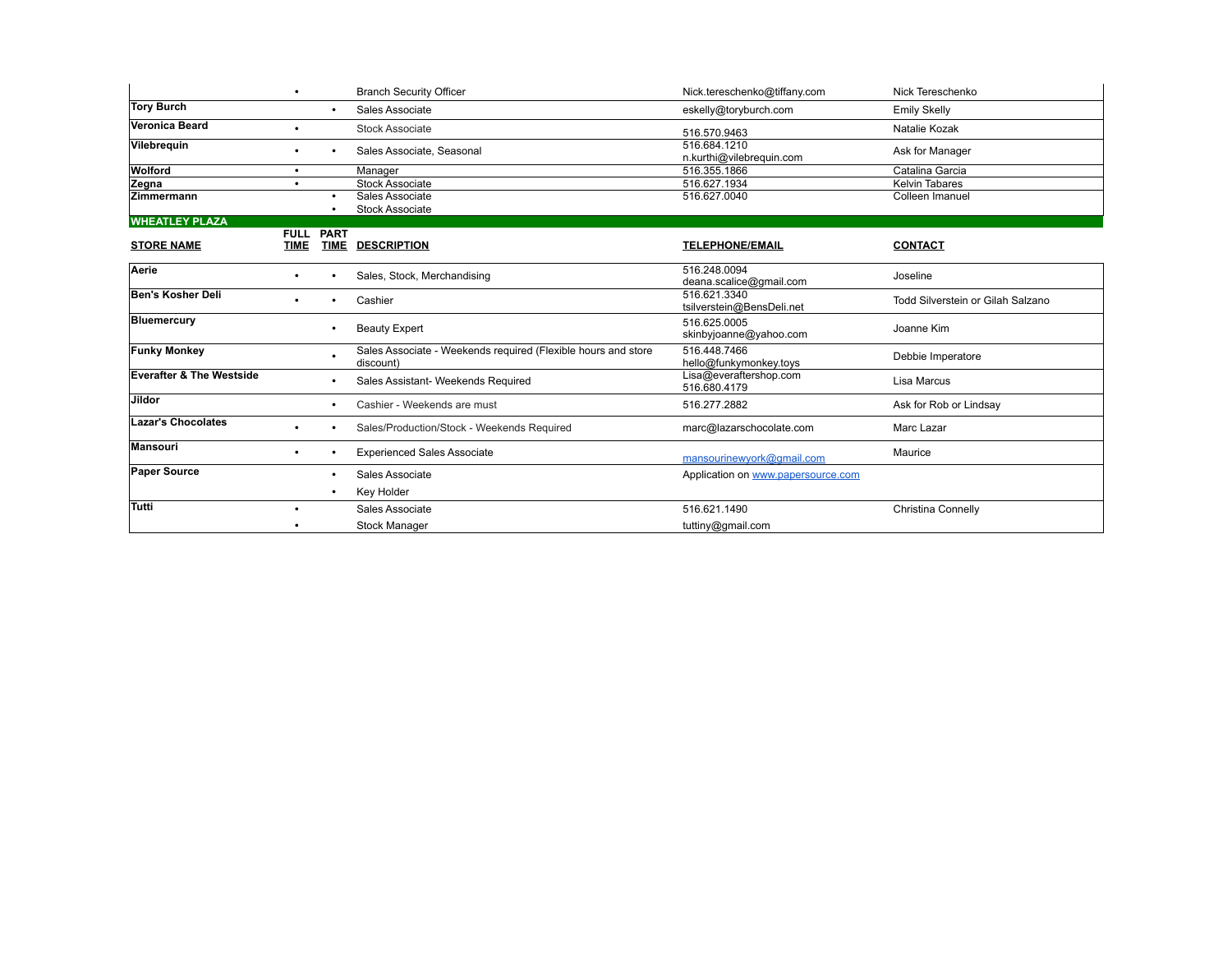| | | | | | |
|---|---|---|---|---|---|
| | • | | Branch Security Officer | Nick.tereschenko@tiffany.com | Nick Tereschenko |
| **Tory Burch** | | • | Sales Associate | eskelly@toryburch.com | Emily Skelly |
| **Veronica Beard** | • | | Stock Associate | 516.570.9463 | Natalie Kozak |
| **Vilebrequin** | • | • | Sales Associate, Seasonal | 516.684.1210<br>n.kurthi@vilebrequin.com | Ask for Manager |
| **Wolford** | • | | Manager | 516.355.1866 | Catalina Garcia |
| **Zegna** | • | | Stock Associate | 516.627.1934 | Kelvin Tabares |
| **Zimmermann** | | •<br>• | Sales Associate<br>Stock Associate | 516.627.0040 | Colleen Imanuel |

## WHEATLEY PLAZA

| STORE NAME | FULL TIME | PART TIME | DESCRIPTION | TELEPHONE/EMAIL | CONTACT |
|---|---|---|---|---|---|
| **Aerie** | • | • | Sales, Stock, Merchandising | 516.248.0094<br>deana.scalice@gmail.com | Joseline |
| **Ben's Kosher Deli** | • | • | Cashier | 516.621.3340<br>tsilverstein@BensDeli.net | Todd Silverstein or Gilah Salzano |
| **Bluemercury** | | • | Beauty Expert | 516.625.0005<br>skinbyjoanne@yahoo.com | Joanne Kim |
| **Funky Monkey** | | • | Sales Associate - Weekends required (Flexible hours and store discount) | 516.448.7466<br>hello@funkymonkey.toys | Debbie Imperatore |
| **Everafter & The Westside** | | • | Sales Assistant- Weekends Required | Lisa@everaftershop.com<br>516.680.4179 | Lisa Marcus |
| **Jildor** | | • | Cashier - Weekends are must | 516.277.2882 | Ask for Rob or Lindsay |
| **Lazar's Chocolates** | • | • | Sales/Production/Stock - Weekends Required | marc@lazarschocolate.com | Marc Lazar |
| **Mansouri** | • | • | Experienced Sales Associate | mansourinewyork@gmail.com | Maurice |
| **Paper Source** | | •<br>• | Sales Associate<br>Key Holder | Application on www.papersource.com | |
| **Tutti** | •<br>• | | Sales Associate<br>Stock Manager | 516.621.1490<br>tuttiny@gmail.com | Christina Connelly |